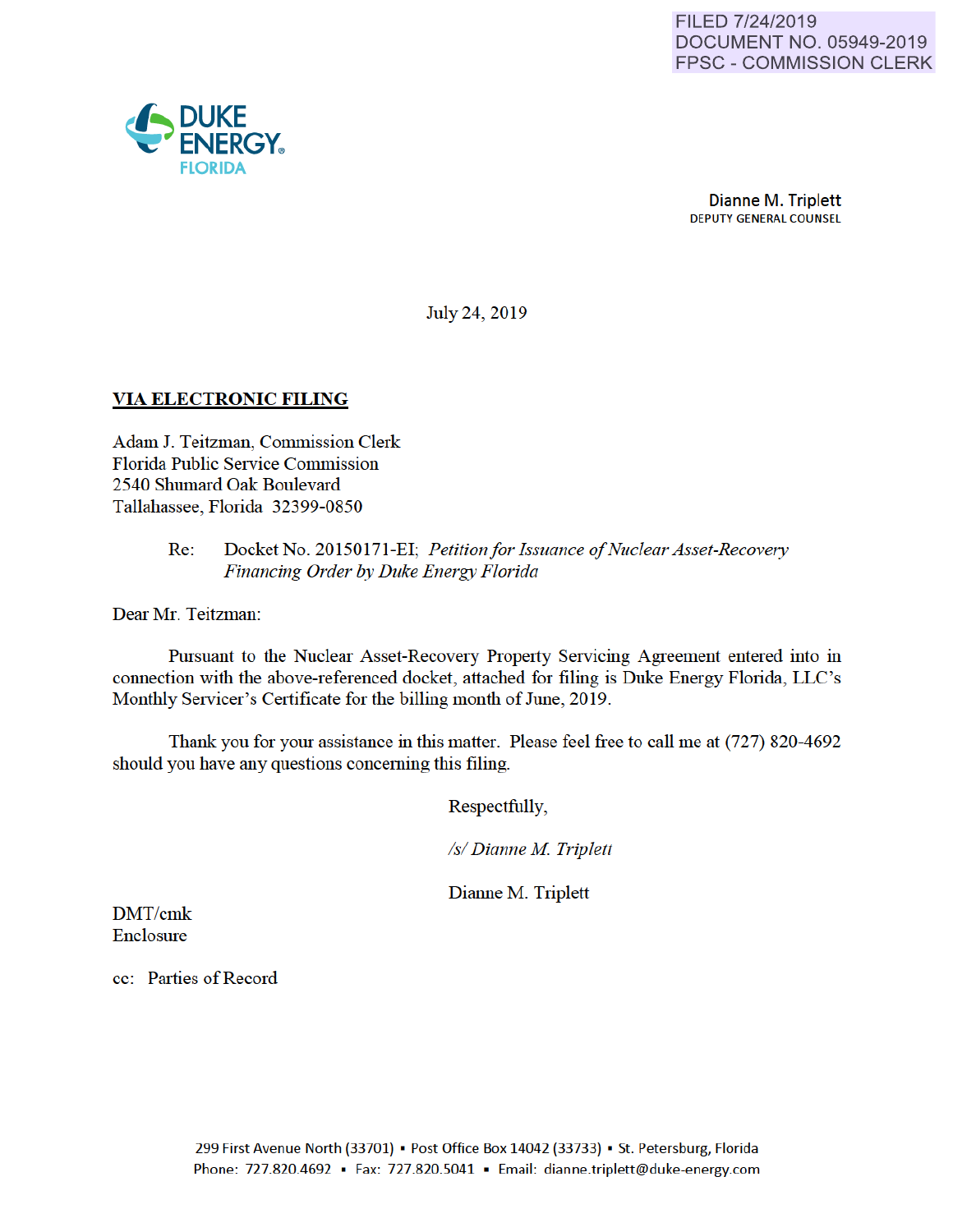FILED 7/24/2019
DOCUMENT NO. 05949-2019
FPSC - COMMISSION CLERK

DUKE ENERGY
FLORIDA

**Dianne M. Triplett**
DEPUTY GENERAL COUNSEL

July 24, 2019

**VIA ELECTRONIC FILING**

Adam J. Teitzman, Commission Clerk
Florida Public Service Commission
2540 Shumard Oak Boulevard
Tallahassee, Florida 32399-0850

Re: Docket No. 20150171-EI; *Petition for Issuance of Nuclear Asset-Recovery Financing Order by Duke Energy Florida*

Dear Mr. Teitzman:

Pursuant to the Nuclear Asset-Recovery Property Servicing Agreement entered into in connection with the above-referenced docket, attached for filing is Duke Energy Florida, LLC's Monthly Servicer's Certificate for the billing month of June, 2019.

Thank you for your assistance in this matter. Please feel free to call me at (727) 820-4692 should you have any questions concerning this filing.

Respectfully,

*/s/ Dianne M. Triplett*

Dianne M. Triplett

DMT/cmk
Enclosure

cc: Parties of Record

299 First Avenue North (33701) ▪ Post Office Box 14042 (33733) ▪ St. Petersburg, Florida
Phone: 727.820.4692 ▪ Fax: 727.820.5041 ▪ Email: dianne.triplett@duke-energy.com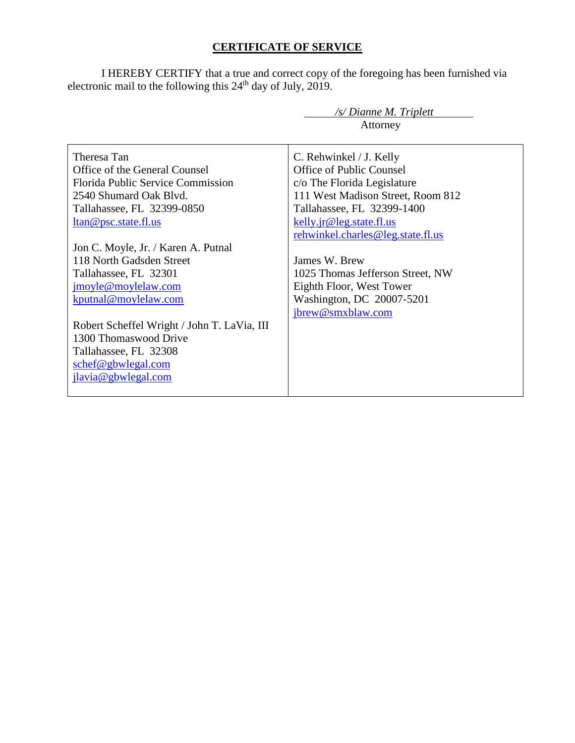## CERTIFICATE OF SERVICE

I HEREBY CERTIFY that a true and correct copy of the foregoing has been furnished via electronic mail to the following this 24th day of July, 2019.

*/s/ Dianne M. Triplett*
Attorney

| | |
|---|---|
| Theresa Tan<br>Office of the General Counsel<br>Florida Public Service Commission<br>2540 Shumard Oak Blvd.<br>Tallahassee, FL 32399-0850<br>ltan@psc.state.fl.us<br><br>Jon C. Moyle, Jr. / Karen A. Putnal<br>118 North Gadsden Street<br>Tallahassee, FL 32301<br>jmoyle@moylelaw.com<br>kputnal@moylelaw.com<br><br>Robert Scheffel Wright / John T. LaVia, III<br>1300 Thomaswood Drive<br>Tallahassee, FL 32308<br>schef@gbwlegal.com<br>jlavia@gbwlegal.com | C. Rehwinkel / J. Kelly<br>Office of Public Counsel<br>c/o The Florida Legislature<br>111 West Madison Street, Room 812<br>Tallahassee, FL 32399-1400<br>kelly.jr@leg.state.fl.us<br>rehwinkel.charles@leg.state.fl.us<br><br>James W. Brew<br>1025 Thomas Jefferson Street, NW<br>Eighth Floor, West Tower<br>Washington, DC 20007-5201<br>jbrew@smxblaw.com |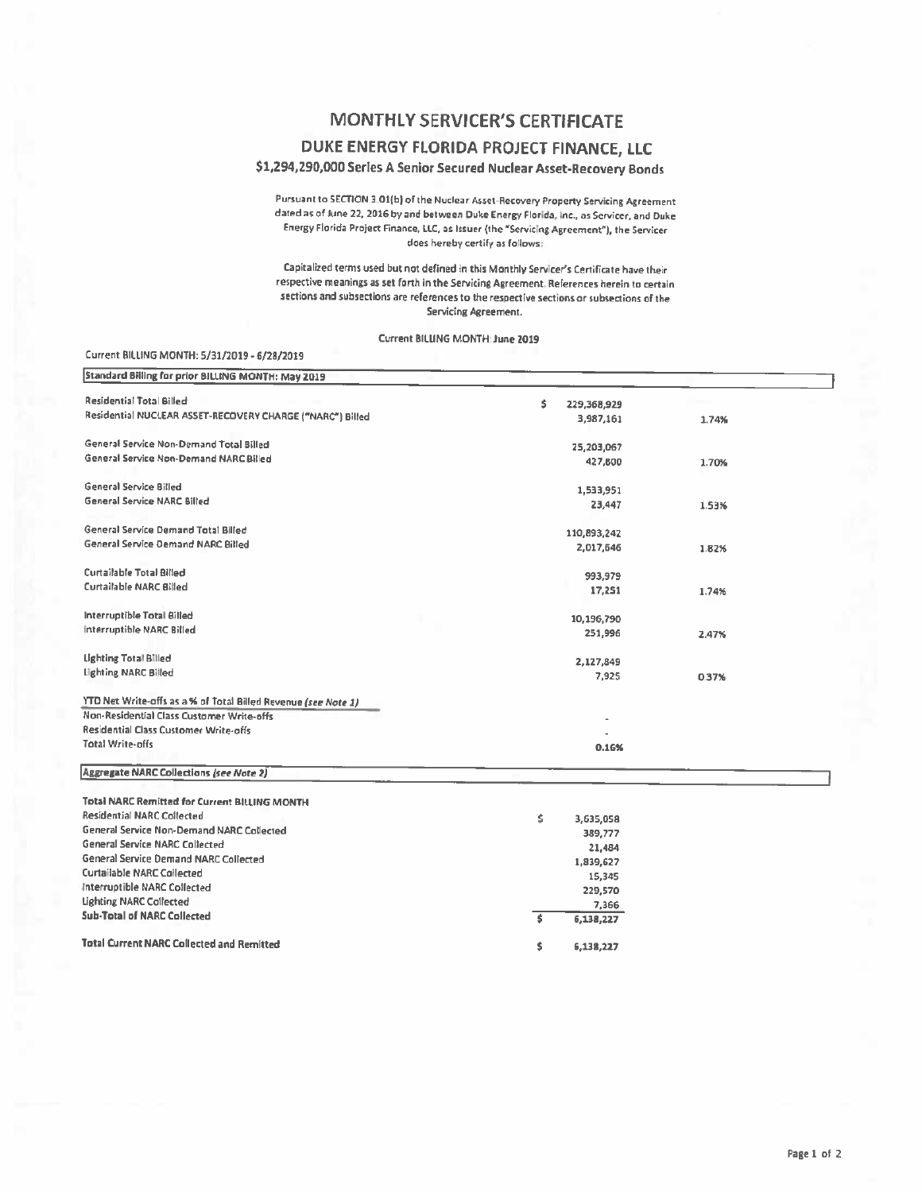# MONTHLY SERVICER'S CERTIFICATE

## DUKE ENERGY FLORIDA PROJECT FINANCE, LLC

### $1,294,290,000 Series A Senior Secured Nuclear Asset-Recovery Bonds

Pursuant to SECTION 3.01(b) of the Nuclear Asset-Recovery Property Servicing Agreement dated as of June 22, 2016 by and between Duke Energy Florida, Inc., as Servicer, and Duke Energy Florida Project Finance, LLC, as Issuer (the "Servicing Agreement"), the Servicer does hereby certify as follows:

Capitalized terms used but not defined in this Monthly Servicer's Certificate have their respective meanings as set forth in the Servicing Agreement. References herein to certain sections and subsections are references to the respective sections or subsections of the Servicing Agreement.

Current BILLING MONTH: June 2019

Current BILLING MONTH: 5/31/2019 - 6/28/2019

| Standard Billing for prior BILLING MONTH: May 2019 | | |
|---|---|---|
| Residential Total Billed | $ 229,368,929 | |
| Residential NUCLEAR ASSET-RECOVERY CHARGE ("NARC") Billed | 3,987,161 | 1.74% |
| General Service Non-Demand Total Billed | 25,203,067 | |
| General Service Non-Demand NARC Billed | 427,800 | 1.70% |
| General Service Billed | 1,533,951 | |
| General Service NARC Billed | 23,447 | 1.53% |
| General Service Demand Total Billed | 110,893,242 | |
| General Service Demand NARC Billed | 2,017,646 | 1.82% |
| Curtailable Total Billed | 993,979 | |
| Curtailable NARC Billed | 17,251 | 1.74% |
| Interruptible Total Billed | 10,196,790 | |
| Interruptible NARC Billed | 251,996 | 2.47% |
| Lighting Total Billed | 2,127,849 | |
| Lighting NARC Billed | 7,925 | 0.37% |
| *YTD Net Write-offs as a % of Total Billed Revenue (see Note 1)* | | |
| Non-Residential Class Customer Write-offs | - | |
| Residential Class Customer Write-offs | - | |
| Total Write-offs | 0.16% | |

| Aggregate NARC Collections *(see Note 2)* | |
|---|---|
| **Total NARC Remitted for Current BILLING MONTH** | |
| Residential NARC Collected | $ 3,635,058 |
| General Service Non-Demand NARC Collected | 389,777 |
| General Service NARC Collected | 21,484 |
| General Service Demand NARC Collected | 1,839,627 |
| Curtailable NARC Collected | 15,345 |
| Interruptible NARC Collected | 229,570 |
| Lighting NARC Collected | 7,366 |
| **Sub-Total of NARC Collected** | $ 6,138,227 |
| **Total Current NARC Collected and Remitted** | $ 6,138,227 |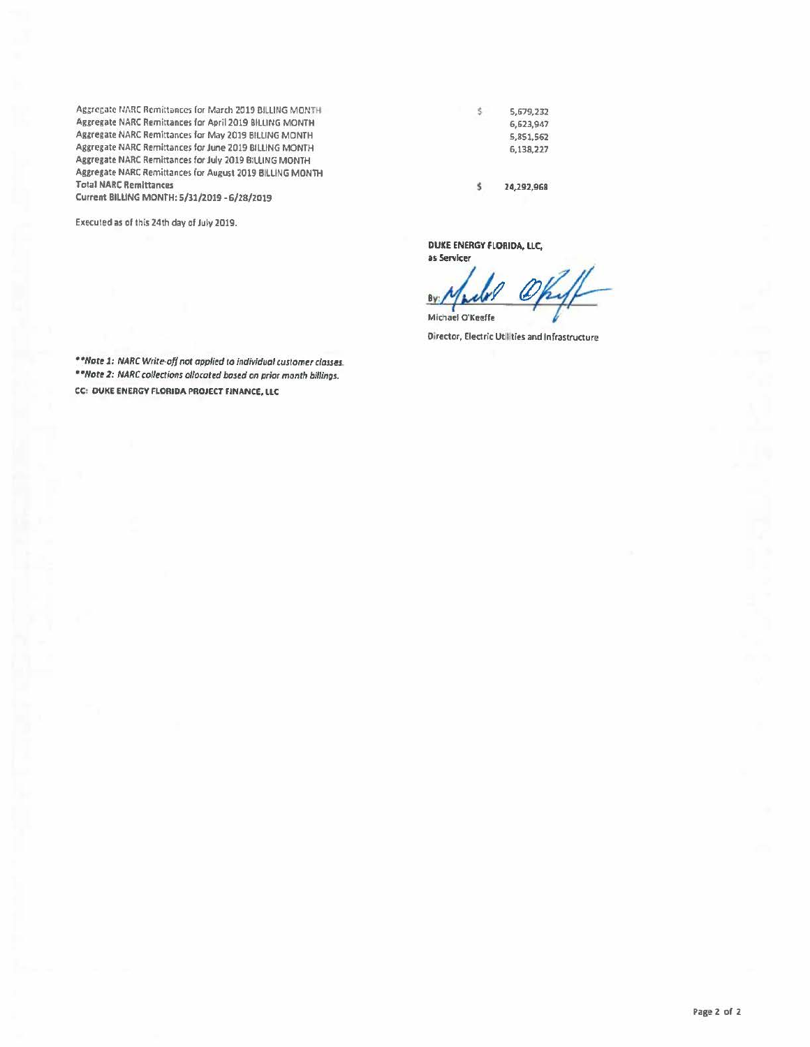| | | |
|---|---|---|
| Aggregate NARC Remittances for March 2019 BILLING MONTH | $ | 5,679,232 |
| Aggregate NARC Remittances for April 2019 BILLING MONTH | | 6,623,947 |
| Aggregate NARC Remittances for May 2019 BILLING MONTH | | 5,851,562 |
| Aggregate NARC Remittances for June 2019 BILLING MONTH | | 6,138,227 |
| Aggregate NARC Remittances for July 2019 BILLING MONTH | | |
| Aggregate NARC Remittances for August 2019 BILLING MONTH | | |
| **Total NARC Remittances** | $ | 24,292,968 |
| **Current BILLING MONTH: 5/31/2019 - 6/28/2019** | | |

Executed as of this 24th day of July 2019.

**DUKE ENERGY FLORIDA, LLC,**
**as Servicer**

By: [signature]

Michael O'Keeffe

Director, Electric Utilities and Infrastructure

***\*\*Note 1: NARC Write-off not applied to individual customer classes.***

***\*\*Note 2: NARC collections allocated based on prior month billings.***

**CC: DUKE ENERGY FLORIDA PROJECT FINANCE, LLC**